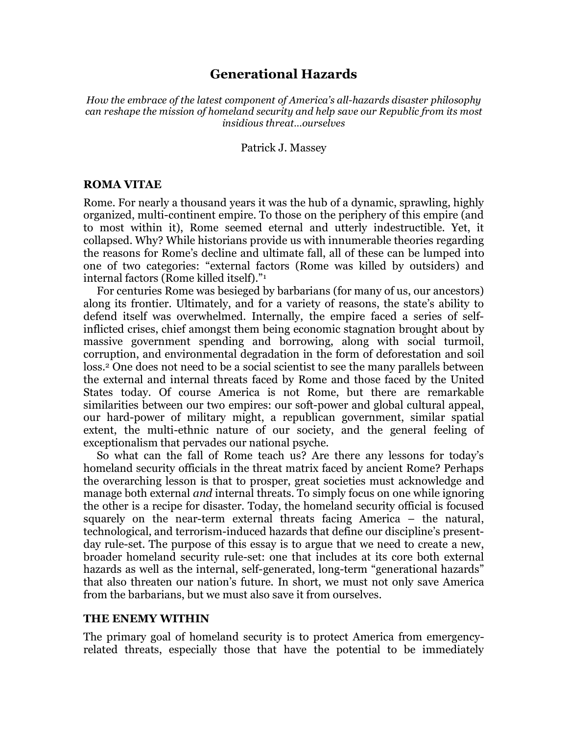# Generational Hazards

*How the embrace of the latest component of America's all-hazards disaster philosophy can reshape the mission of homeland security and help save our Republic from its most insidious threat…ourselves*

Patrick J. Massey

## ROMA VITAE

Rome. For nearly a thousand years it was the hub of a dynamic, sprawling, highly organized, multi-continent empire. To those on the periphery of this empire (and to most within it), Rome seemed eternal and utterly indestructible. Yet, it collapsed. Why? While historians provide us with innumerable theories regarding the reasons for Rome's decline and ultimate fall, all of these can be lumped into one of two categories: "external factors (Rome was killed by outsiders) and internal factors (Rome killed itself)."[1]

For centuries Rome was besieged by barbarians (for many of us, our ancestors) along its frontier. Ultimately, and for a variety of reasons, the state's ability to defend itself was overwhelmed. Internally, the empire faced a series of self-inflicted crises, chief amongst them being economic stagnation brought about by massive government spending and borrowing, along with social turmoil, corruption, and environmental degradation in the form of deforestation and soil loss.[2] One does not need to be a social scientist to see the many parallels between the external and internal threats faced by Rome and those faced by the United States today. Of course America is not Rome, but there are remarkable similarities between our two empires: our soft-power and global cultural appeal, our hard-power of military might, a republican government, similar spatial extent, the multi-ethnic nature of our society, and the general feeling of exceptionalism that pervades our national psyche.

So what can the fall of Rome teach us? Are there any lessons for today's homeland security officials in the threat matrix faced by ancient Rome? Perhaps the overarching lesson is that to prosper, great societies must acknowledge and manage both external *and* internal threats. To simply focus on one while ignoring the other is a recipe for disaster. Today, the homeland security official is focused squarely on the near-term external threats facing America – the natural, technological, and terrorism-induced hazards that define our discipline's present-day rule-set. The purpose of this essay is to argue that we need to create a new, broader homeland security rule-set: one that includes at its core both external hazards as well as the internal, self-generated, long-term "generational hazards" that also threaten our nation's future. In short, we must not only save America from the barbarians, but we must also save it from ourselves.

## THE ENEMY WITHIN

The primary goal of homeland security is to protect America from emergency-related threats, especially those that have the potential to be immediately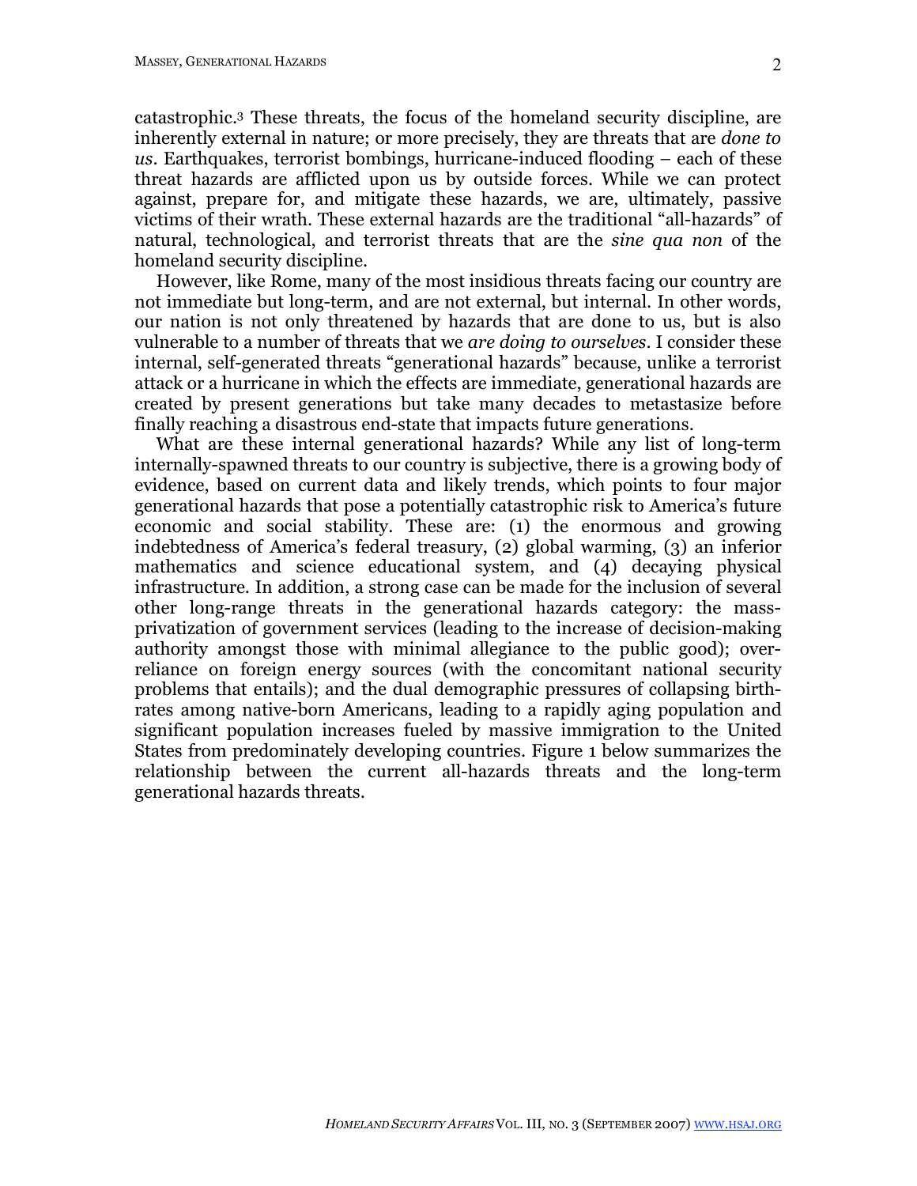catastrophic.[3] These threats, the focus of the homeland security discipline, are inherently external in nature; or more precisely, they are threats that are *done to us*. Earthquakes, terrorist bombings, hurricane-induced flooding – each of these threat hazards are afflicted upon us by outside forces. While we can protect against, prepare for, and mitigate these hazards, we are, ultimately, passive victims of their wrath. These external hazards are the traditional "all-hazards" of natural, technological, and terrorist threats that are the *sine qua non* of the homeland security discipline.

However, like Rome, many of the most insidious threats facing our country are not immediate but long-term, and are not external, but internal. In other words, our nation is not only threatened by hazards that are done to us, but is also vulnerable to a number of threats that we *are doing to ourselves*. I consider these internal, self-generated threats "generational hazards" because, unlike a terrorist attack or a hurricane in which the effects are immediate, generational hazards are created by present generations but take many decades to metastasize before finally reaching a disastrous end-state that impacts future generations.

What are these internal generational hazards? While any list of long-term internally-spawned threats to our country is subjective, there is a growing body of evidence, based on current data and likely trends, which points to four major generational hazards that pose a potentially catastrophic risk to America's future economic and social stability. These are: (1) the enormous and growing indebtedness of America's federal treasury, (2) global warming, (3) an inferior mathematics and science educational system, and (4) decaying physical infrastructure. In addition, a strong case can be made for the inclusion of several other long-range threats in the generational hazards category: the mass-privatization of government services (leading to the increase of decision-making authority amongst those with minimal allegiance to the public good); over-reliance on foreign energy sources (with the concomitant national security problems that entails); and the dual demographic pressures of collapsing birth-rates among native-born Americans, leading to a rapidly aging population and significant population increases fueled by massive immigration to the United States from predominately developing countries. Figure 1 below summarizes the relationship between the current all-hazards threats and the long-term generational hazards threats.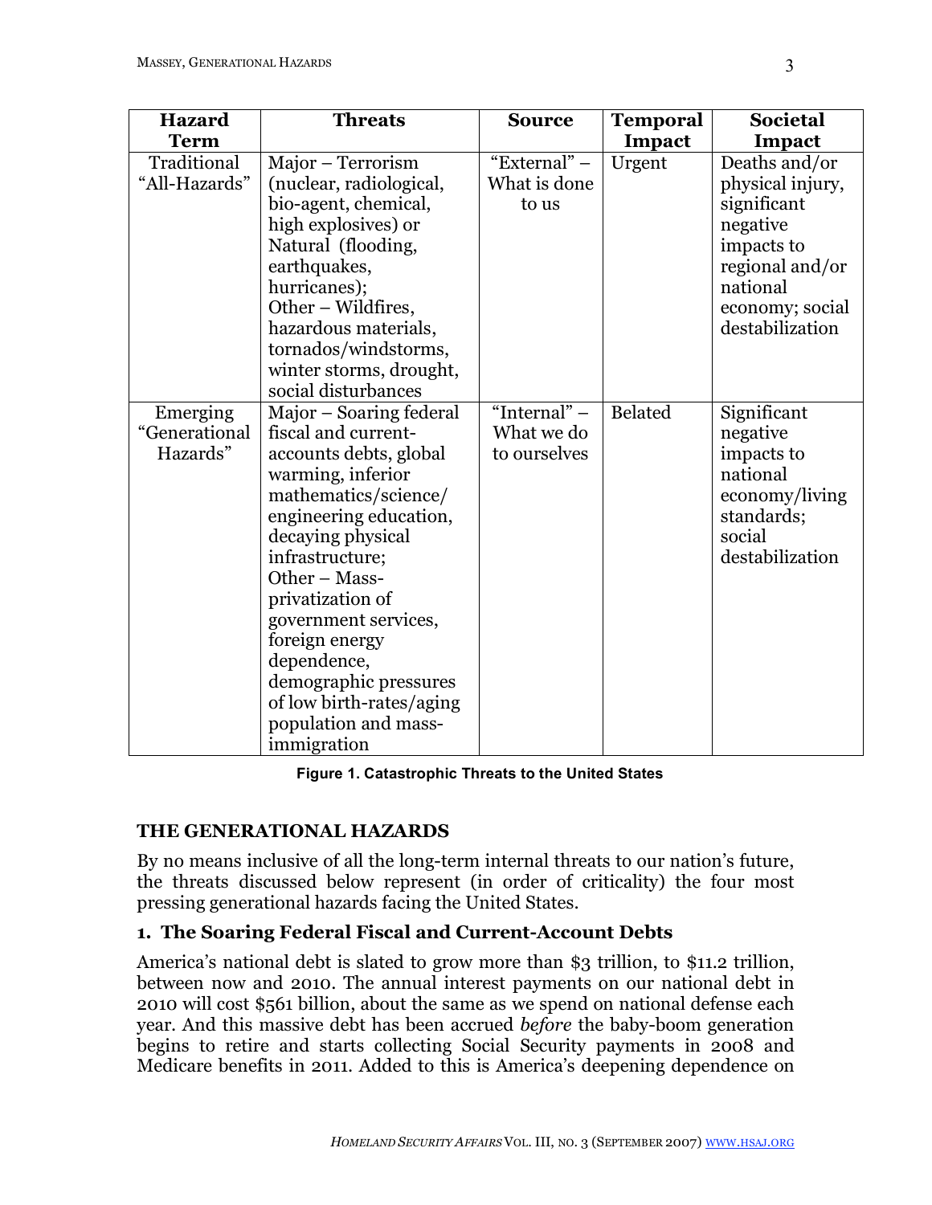| Hazard Term | Threats | Source | Temporal Impact | Societal Impact |
|---|---|---|---|---|
| Traditional "All-Hazards" | Major – Terrorism (nuclear, radiological, bio-agent, chemical, high explosives) or Natural (flooding, earthquakes, hurricanes); Other – Wildfires, hazardous materials, tornados/windstorms, winter storms, drought, social disturbances | "External" – What is done to us | Urgent | Deaths and/or physical injury, significant negative impacts to regional and/or national economy; social destabilization |
| Emerging "Generational Hazards" | Major – Soaring federal fiscal and current-accounts debts, global warming, inferior mathematics/science/engineering education, decaying physical infrastructure; Other – Mass-privatization of government services, foreign energy dependence, demographic pressures of low birth-rates/aging population and mass-immigration | "Internal" – What we do to ourselves | Belated | Significant negative impacts to national economy/living standards; social destabilization |

**Figure 1. Catastrophic Threats to the United States**

## THE GENERATIONAL HAZARDS

By no means inclusive of all the long-term internal threats to our nation's future, the threats discussed below represent (in order of criticality) the four most pressing generational hazards facing the United States.

### 1. The Soaring Federal Fiscal and Current-Account Debts

America's national debt is slated to grow more than $3 trillion, to $11.2 trillion, between now and 2010. The annual interest payments on our national debt in 2010 will cost $561 billion, about the same as we spend on national defense each year. And this massive debt has been accrued *before* the baby-boom generation begins to retire and starts collecting Social Security payments in 2008 and Medicare benefits in 2011. Added to this is America's deepening dependence on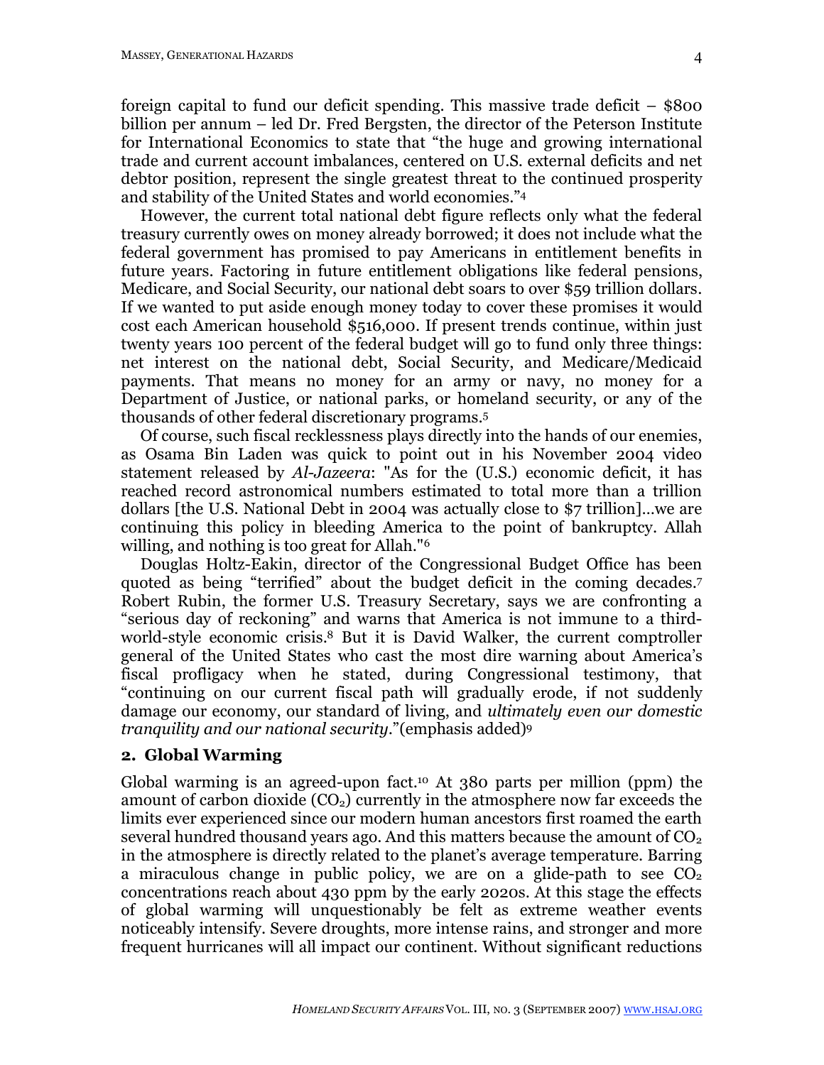foreign capital to fund our deficit spending. This massive trade deficit – $800 billion per annum – led Dr. Fred Bergsten, the director of the Peterson Institute for International Economics to state that "the huge and growing international trade and current account imbalances, centered on U.S. external deficits and net debtor position, represent the single greatest threat to the continued prosperity and stability of the United States and world economies."[4]

However, the current total national debt figure reflects only what the federal treasury currently owes on money already borrowed; it does not include what the federal government has promised to pay Americans in entitlement benefits in future years. Factoring in future entitlement obligations like federal pensions, Medicare, and Social Security, our national debt soars to over $59 trillion dollars. If we wanted to put aside enough money today to cover these promises it would cost each American household $516,000. If present trends continue, within just twenty years 100 percent of the federal budget will go to fund only three things: net interest on the national debt, Social Security, and Medicare/Medicaid payments. That means no money for an army or navy, no money for a Department of Justice, or national parks, or homeland security, or any of the thousands of other federal discretionary programs.[5]

Of course, such fiscal recklessness plays directly into the hands of our enemies, as Osama Bin Laden was quick to point out in his November 2004 video statement released by *Al-Jazeera*: "As for the (U.S.) economic deficit, it has reached record astronomical numbers estimated to total more than a trillion dollars [the U.S. National Debt in 2004 was actually close to $7 trillion]…we are continuing this policy in bleeding America to the point of bankruptcy. Allah willing, and nothing is too great for Allah."[6]

Douglas Holtz-Eakin, director of the Congressional Budget Office has been quoted as being "terrified" about the budget deficit in the coming decades.[7] Robert Rubin, the former U.S. Treasury Secretary, says we are confronting a "serious day of reckoning" and warns that America is not immune to a third-world-style economic crisis.[8] But it is David Walker, the current comptroller general of the United States who cast the most dire warning about America's fiscal profligacy when he stated, during Congressional testimony, that "continuing on our current fiscal path will gradually erode, if not suddenly damage our economy, our standard of living, and *ultimately even our domestic tranquility and our national security*."(emphasis added)[9]

### 2. Global Warming

Global warming is an agreed-upon fact.[10] At 380 parts per million (ppm) the amount of carbon dioxide ($CO_2$) currently in the atmosphere now far exceeds the limits ever experienced since our modern human ancestors first roamed the earth several hundred thousand years ago. And this matters because the amount of $CO_2$ in the atmosphere is directly related to the planet's average temperature. Barring a miraculous change in public policy, we are on a glide-path to see $CO_2$ concentrations reach about 430 ppm by the early 2020s. At this stage the effects of global warming will unquestionably be felt as extreme weather events noticeably intensify. Severe droughts, more intense rains, and stronger and more frequent hurricanes will all impact our continent. Without significant reductions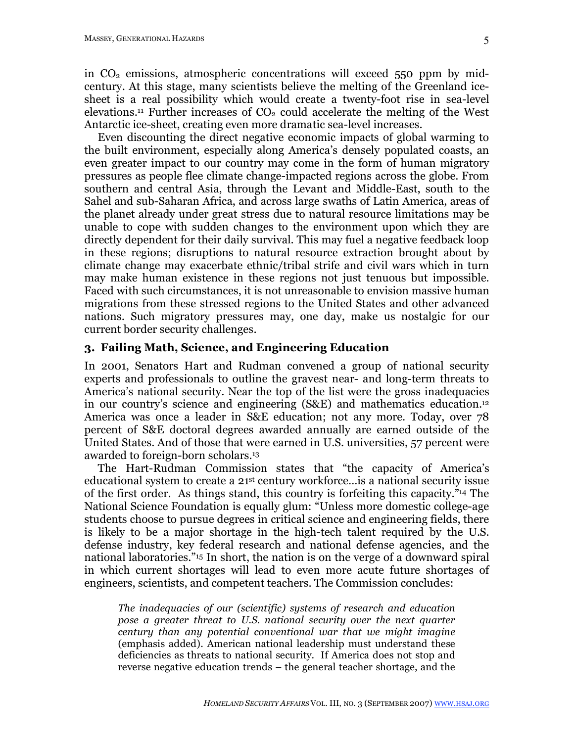in $CO_2$ emissions, atmospheric concentrations will exceed 550 ppm by mid-century. At this stage, many scientists believe the melting of the Greenland ice-sheet is a real possibility which would create a twenty-foot rise in sea-level elevations.[11] Further increases of $CO_2$ could accelerate the melting of the West Antarctic ice-sheet, creating even more dramatic sea-level increases.

Even discounting the direct negative economic impacts of global warming to the built environment, especially along America's densely populated coasts, an even greater impact to our country may come in the form of human migratory pressures as people flee climate change-impacted regions across the globe. From southern and central Asia, through the Levant and Middle-East, south to the Sahel and sub-Saharan Africa, and across large swaths of Latin America, areas of the planet already under great stress due to natural resource limitations may be unable to cope with sudden changes to the environment upon which they are directly dependent for their daily survival. This may fuel a negative feedback loop in these regions; disruptions to natural resource extraction brought about by climate change may exacerbate ethnic/tribal strife and civil wars which in turn may make human existence in these regions not just tenuous but impossible. Faced with such circumstances, it is not unreasonable to envision massive human migrations from these stressed regions to the United States and other advanced nations. Such migratory pressures may, one day, make us nostalgic for our current border security challenges.

### 3. Failing Math, Science, and Engineering Education

In 2001, Senators Hart and Rudman convened a group of national security experts and professionals to outline the gravest near- and long-term threats to America's national security. Near the top of the list were the gross inadequacies in our country's science and engineering (S&E) and mathematics education.[12] America was once a leader in S&E education; not any more. Today, over 78 percent of S&E doctoral degrees awarded annually are earned outside of the United States. And of those that were earned in U.S. universities, 57 percent were awarded to foreign-born scholars.[13]

The Hart-Rudman Commission states that "the capacity of America's educational system to create a 21st century workforce…is a national security issue of the first order. As things stand, this country is forfeiting this capacity."[14] The National Science Foundation is equally glum: "Unless more domestic college-age students choose to pursue degrees in critical science and engineering fields, there is likely to be a major shortage in the high-tech talent required by the U.S. defense industry, key federal research and national defense agencies, and the national laboratories."[15] In short, the nation is on the verge of a downward spiral in which current shortages will lead to even more acute future shortages of engineers, scientists, and competent teachers. The Commission concludes:

> *The inadequacies of our (scientific) systems of research and education pose a greater threat to U.S. national security over the next quarter century than any potential conventional war that we might imagine* (emphasis added). American national leadership must understand these deficiencies as threats to national security. If America does not stop and reverse negative education trends – the general teacher shortage, and the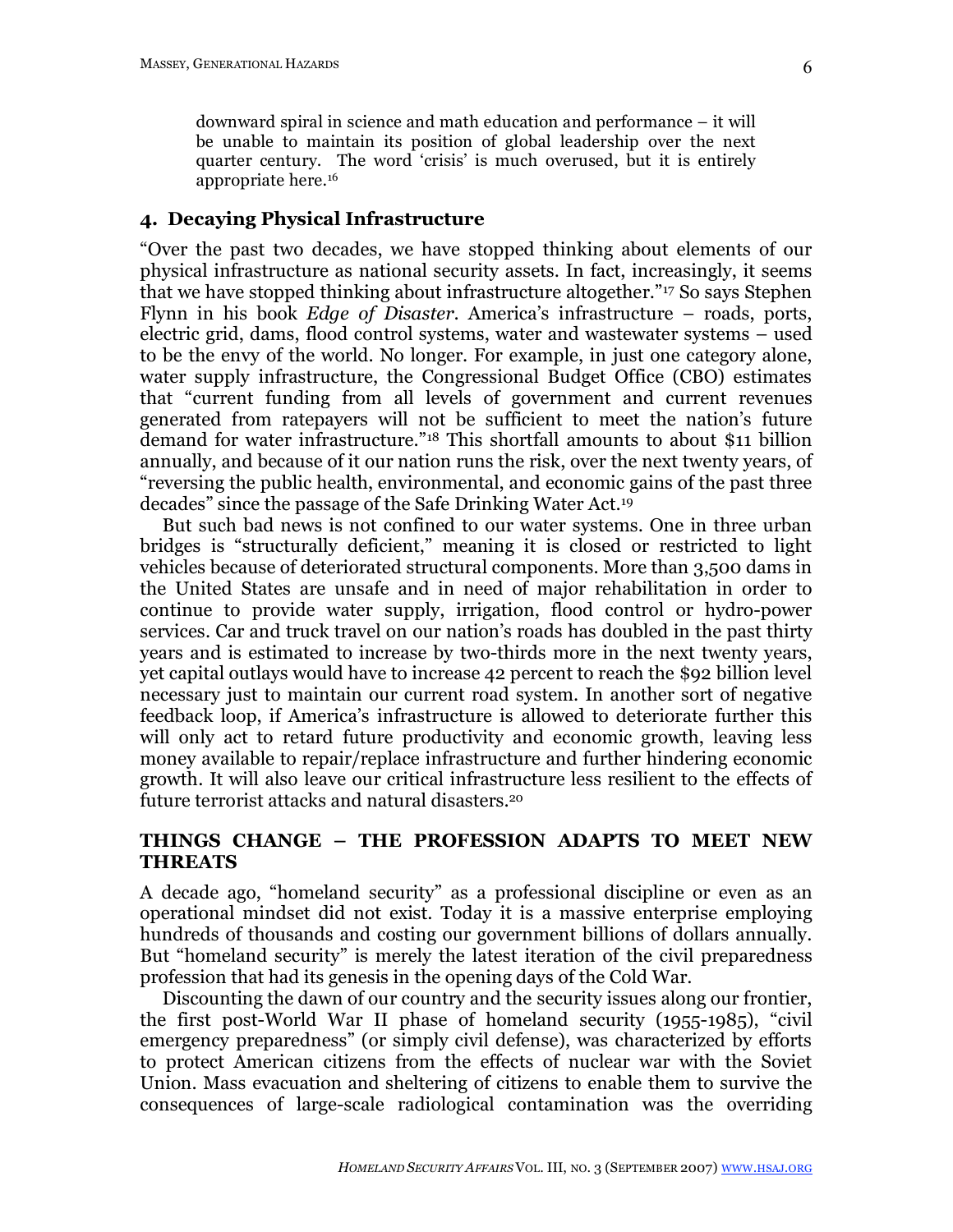> downward spiral in science and math education and performance – it will be unable to maintain its position of global leadership over the next quarter century. The word 'crisis' is much overused, but it is entirely appropriate here.[16]

### 4. Decaying Physical Infrastructure

"Over the past two decades, we have stopped thinking about elements of our physical infrastructure as national security assets. In fact, increasingly, it seems that we have stopped thinking about infrastructure altogether."[17] So says Stephen Flynn in his book *Edge of Disaster*. America's infrastructure – roads, ports, electric grid, dams, flood control systems, water and wastewater systems – used to be the envy of the world. No longer. For example, in just one category alone, water supply infrastructure, the Congressional Budget Office (CBO) estimates that "current funding from all levels of government and current revenues generated from ratepayers will not be sufficient to meet the nation's future demand for water infrastructure."[18] This shortfall amounts to about $11 billion annually, and because of it our nation runs the risk, over the next twenty years, of "reversing the public health, environmental, and economic gains of the past three decades" since the passage of the Safe Drinking Water Act.[19]

But such bad news is not confined to our water systems. One in three urban bridges is "structurally deficient," meaning it is closed or restricted to light vehicles because of deteriorated structural components. More than 3,500 dams in the United States are unsafe and in need of major rehabilitation in order to continue to provide water supply, irrigation, flood control or hydro-power services. Car and truck travel on our nation's roads has doubled in the past thirty years and is estimated to increase by two-thirds more in the next twenty years, yet capital outlays would have to increase 42 percent to reach the $92 billion level necessary just to maintain our current road system. In another sort of negative feedback loop, if America's infrastructure is allowed to deteriorate further this will only act to retard future productivity and economic growth, leaving less money available to repair/replace infrastructure and further hindering economic growth. It will also leave our critical infrastructure less resilient to the effects of future terrorist attacks and natural disasters.[20]

## THINGS CHANGE – THE PROFESSION ADAPTS TO MEET NEW THREATS

A decade ago, "homeland security" as a professional discipline or even as an operational mindset did not exist. Today it is a massive enterprise employing hundreds of thousands and costing our government billions of dollars annually. But "homeland security" is merely the latest iteration of the civil preparedness profession that had its genesis in the opening days of the Cold War.

Discounting the dawn of our country and the security issues along our frontier, the first post-World War II phase of homeland security (1955-1985), "civil emergency preparedness" (or simply civil defense), was characterized by efforts to protect American citizens from the effects of nuclear war with the Soviet Union. Mass evacuation and sheltering of citizens to enable them to survive the consequences of large-scale radiological contamination was the overriding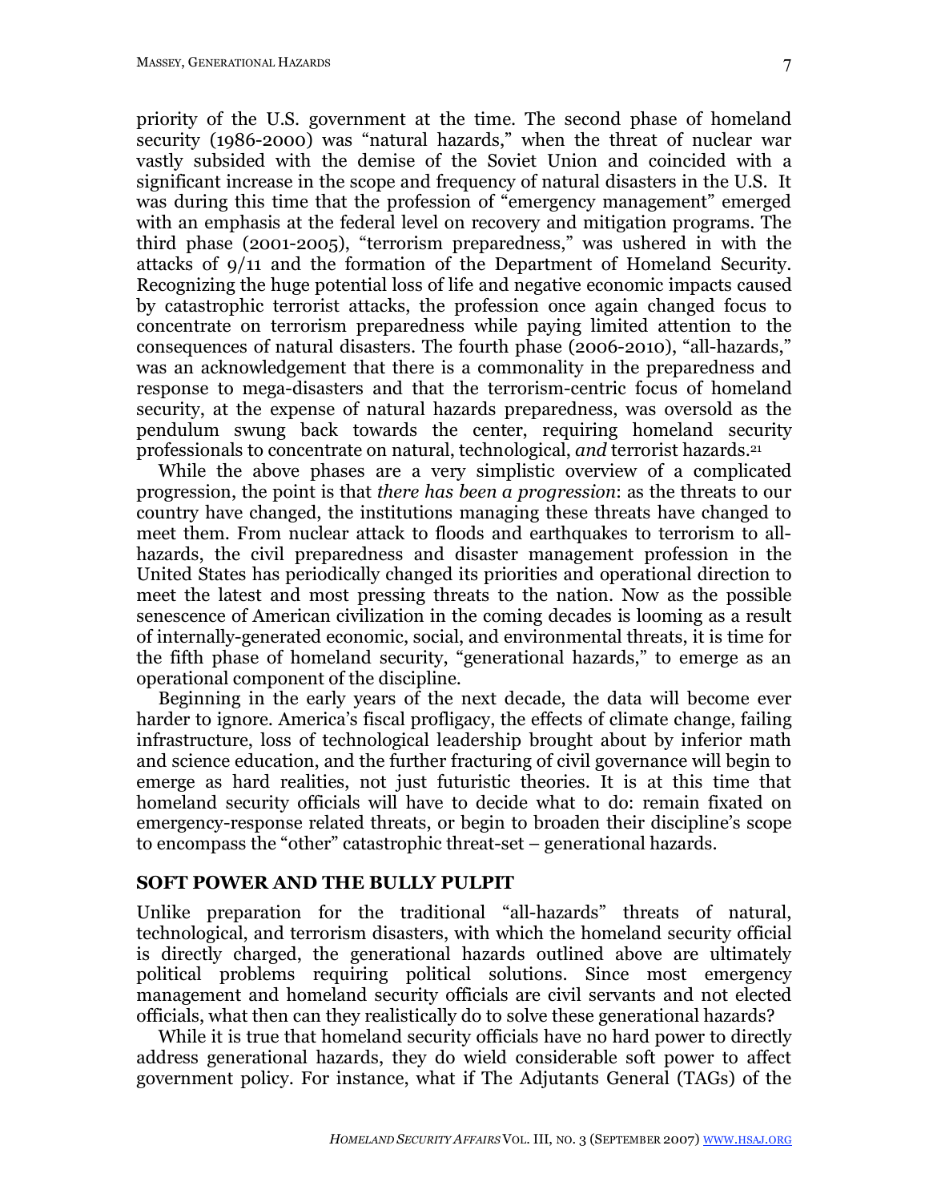priority of the U.S. government at the time. The second phase of homeland security (1986-2000) was "natural hazards," when the threat of nuclear war vastly subsided with the demise of the Soviet Union and coincided with a significant increase in the scope and frequency of natural disasters in the U.S. It was during this time that the profession of "emergency management" emerged with an emphasis at the federal level on recovery and mitigation programs. The third phase (2001-2005), "terrorism preparedness," was ushered in with the attacks of 9/11 and the formation of the Department of Homeland Security. Recognizing the huge potential loss of life and negative economic impacts caused by catastrophic terrorist attacks, the profession once again changed focus to concentrate on terrorism preparedness while paying limited attention to the consequences of natural disasters. The fourth phase (2006-2010), "all-hazards," was an acknowledgement that there is a commonality in the preparedness and response to mega-disasters and that the terrorism-centric focus of homeland security, at the expense of natural hazards preparedness, was oversold as the pendulum swung back towards the center, requiring homeland security professionals to concentrate on natural, technological, *and* terrorist hazards.[21]

While the above phases are a very simplistic overview of a complicated progression, the point is that *there has been a progression*: as the threats to our country have changed, the institutions managing these threats have changed to meet them. From nuclear attack to floods and earthquakes to terrorism to all-hazards, the civil preparedness and disaster management profession in the United States has periodically changed its priorities and operational direction to meet the latest and most pressing threats to the nation. Now as the possible senescence of American civilization in the coming decades is looming as a result of internally-generated economic, social, and environmental threats, it is time for the fifth phase of homeland security, "generational hazards," to emerge as an operational component of the discipline.

Beginning in the early years of the next decade, the data will become ever harder to ignore. America's fiscal profligacy, the effects of climate change, failing infrastructure, loss of technological leadership brought about by inferior math and science education, and the further fracturing of civil governance will begin to emerge as hard realities, not just futuristic theories. It is at this time that homeland security officials will have to decide what to do: remain fixated on emergency-response related threats, or begin to broaden their discipline's scope to encompass the "other" catastrophic threat-set – generational hazards.

## SOFT POWER AND THE BULLY PULPIT

Unlike preparation for the traditional "all-hazards" threats of natural, technological, and terrorism disasters, with which the homeland security official is directly charged, the generational hazards outlined above are ultimately political problems requiring political solutions. Since most emergency management and homeland security officials are civil servants and not elected officials, what then can they realistically do to solve these generational hazards?

While it is true that homeland security officials have no hard power to directly address generational hazards, they do wield considerable soft power to affect government policy. For instance, what if The Adjutants General (TAGs) of the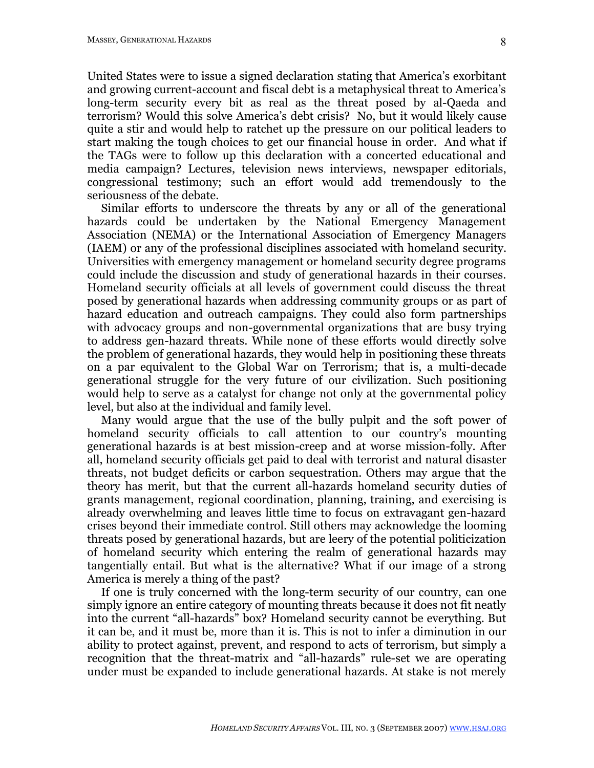United States were to issue a signed declaration stating that America's exorbitant and growing current-account and fiscal debt is a metaphysical threat to America's long-term security every bit as real as the threat posed by al-Qaeda and terrorism? Would this solve America's debt crisis? No, but it would likely cause quite a stir and would help to ratchet up the pressure on our political leaders to start making the tough choices to get our financial house in order. And what if the TAGs were to follow up this declaration with a concerted educational and media campaign? Lectures, television news interviews, newspaper editorials, congressional testimony; such an effort would add tremendously to the seriousness of the debate.

Similar efforts to underscore the threats by any or all of the generational hazards could be undertaken by the National Emergency Management Association (NEMA) or the International Association of Emergency Managers (IAEM) or any of the professional disciplines associated with homeland security. Universities with emergency management or homeland security degree programs could include the discussion and study of generational hazards in their courses. Homeland security officials at all levels of government could discuss the threat posed by generational hazards when addressing community groups or as part of hazard education and outreach campaigns. They could also form partnerships with advocacy groups and non-governmental organizations that are busy trying to address gen-hazard threats. While none of these efforts would directly solve the problem of generational hazards, they would help in positioning these threats on a par equivalent to the Global War on Terrorism; that is, a multi-decade generational struggle for the very future of our civilization. Such positioning would help to serve as a catalyst for change not only at the governmental policy level, but also at the individual and family level.

Many would argue that the use of the bully pulpit and the soft power of homeland security officials to call attention to our country's mounting generational hazards is at best mission-creep and at worse mission-folly. After all, homeland security officials get paid to deal with terrorist and natural disaster threats, not budget deficits or carbon sequestration. Others may argue that the theory has merit, but that the current all-hazards homeland security duties of grants management, regional coordination, planning, training, and exercising is already overwhelming and leaves little time to focus on extravagant gen-hazard crises beyond their immediate control. Still others may acknowledge the looming threats posed by generational hazards, but are leery of the potential politicization of homeland security which entering the realm of generational hazards may tangentially entail. But what is the alternative? What if our image of a strong America is merely a thing of the past?

If one is truly concerned with the long-term security of our country, can one simply ignore an entire category of mounting threats because it does not fit neatly into the current "all-hazards" box? Homeland security cannot be everything. But it can be, and it must be, more than it is. This is not to infer a diminution in our ability to protect against, prevent, and respond to acts of terrorism, but simply a recognition that the threat-matrix and "all-hazards" rule-set we are operating under must be expanded to include generational hazards. At stake is not merely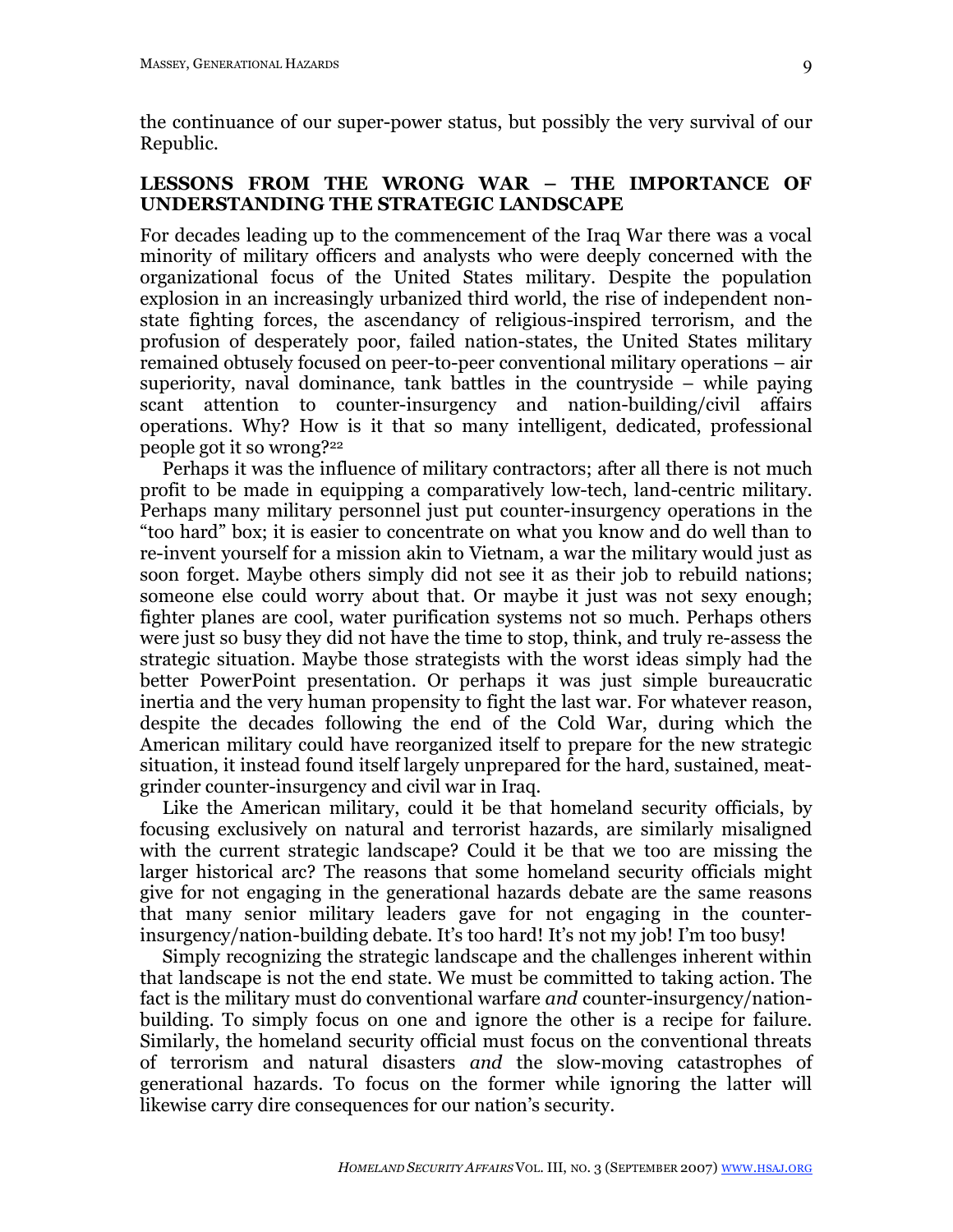the continuance of our super-power status, but possibly the very survival of our Republic.

## LESSONS FROM THE WRONG WAR – THE IMPORTANCE OF UNDERSTANDING THE STRATEGIC LANDSCAPE

For decades leading up to the commencement of the Iraq War there was a vocal minority of military officers and analysts who were deeply concerned with the organizational focus of the United States military. Despite the population explosion in an increasingly urbanized third world, the rise of independent non-state fighting forces, the ascendancy of religious-inspired terrorism, and the profusion of desperately poor, failed nation-states, the United States military remained obtusely focused on peer-to-peer conventional military operations – air superiority, naval dominance, tank battles in the countryside – while paying scant attention to counter-insurgency and nation-building/civil affairs operations. Why? How is it that so many intelligent, dedicated, professional people got it so wrong?[22]

Perhaps it was the influence of military contractors; after all there is not much profit to be made in equipping a comparatively low-tech, land-centric military. Perhaps many military personnel just put counter-insurgency operations in the "too hard" box; it is easier to concentrate on what you know and do well than to re-invent yourself for a mission akin to Vietnam, a war the military would just as soon forget. Maybe others simply did not see it as their job to rebuild nations; someone else could worry about that. Or maybe it just was not sexy enough; fighter planes are cool, water purification systems not so much. Perhaps others were just so busy they did not have the time to stop, think, and truly re-assess the strategic situation. Maybe those strategists with the worst ideas simply had the better PowerPoint presentation. Or perhaps it was just simple bureaucratic inertia and the very human propensity to fight the last war. For whatever reason, despite the decades following the end of the Cold War, during which the American military could have reorganized itself to prepare for the new strategic situation, it instead found itself largely unprepared for the hard, sustained, meat-grinder counter-insurgency and civil war in Iraq.

Like the American military, could it be that homeland security officials, by focusing exclusively on natural and terrorist hazards, are similarly misaligned with the current strategic landscape? Could it be that we too are missing the larger historical arc? The reasons that some homeland security officials might give for not engaging in the generational hazards debate are the same reasons that many senior military leaders gave for not engaging in the counter-insurgency/nation-building debate. It's too hard! It's not my job! I'm too busy!

Simply recognizing the strategic landscape and the challenges inherent within that landscape is not the end state. We must be committed to taking action. The fact is the military must do conventional warfare *and* counter-insurgency/nation-building. To simply focus on one and ignore the other is a recipe for failure. Similarly, the homeland security official must focus on the conventional threats of terrorism and natural disasters *and* the slow-moving catastrophes of generational hazards. To focus on the former while ignoring the latter will likewise carry dire consequences for our nation's security.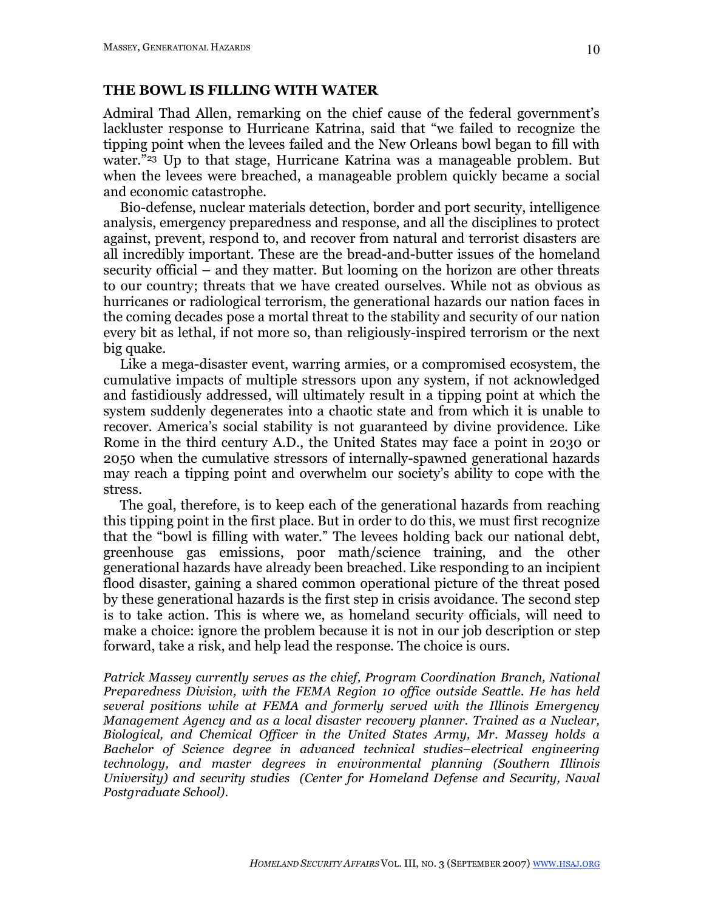## THE BOWL IS FILLING WITH WATER

Admiral Thad Allen, remarking on the chief cause of the federal government's lackluster response to Hurricane Katrina, said that "we failed to recognize the tipping point when the levees failed and the New Orleans bowl began to fill with water."[23] Up to that stage, Hurricane Katrina was a manageable problem. But when the levees were breached, a manageable problem quickly became a social and economic catastrophe.

Bio-defense, nuclear materials detection, border and port security, intelligence analysis, emergency preparedness and response, and all the disciplines to protect against, prevent, respond to, and recover from natural and terrorist disasters are all incredibly important. These are the bread-and-butter issues of the homeland security official – and they matter. But looming on the horizon are other threats to our country; threats that we have created ourselves. While not as obvious as hurricanes or radiological terrorism, the generational hazards our nation faces in the coming decades pose a mortal threat to the stability and security of our nation every bit as lethal, if not more so, than religiously-inspired terrorism or the next big quake.

Like a mega-disaster event, warring armies, or a compromised ecosystem, the cumulative impacts of multiple stressors upon any system, if not acknowledged and fastidiously addressed, will ultimately result in a tipping point at which the system suddenly degenerates into a chaotic state and from which it is unable to recover. America's social stability is not guaranteed by divine providence. Like Rome in the third century A.D., the United States may face a point in 2030 or 2050 when the cumulative stressors of internally-spawned generational hazards may reach a tipping point and overwhelm our society's ability to cope with the stress.

The goal, therefore, is to keep each of the generational hazards from reaching this tipping point in the first place. But in order to do this, we must first recognize that the "bowl is filling with water." The levees holding back our national debt, greenhouse gas emissions, poor math/science training, and the other generational hazards have already been breached. Like responding to an incipient flood disaster, gaining a shared common operational picture of the threat posed by these generational hazards is the first step in crisis avoidance. The second step is to take action. This is where we, as homeland security officials, will need to make a choice: ignore the problem because it is not in our job description or step forward, take a risk, and help lead the response. The choice is ours.

*Patrick Massey currently serves as the chief, Program Coordination Branch, National Preparedness Division, with the FEMA Region 10 office outside Seattle. He has held several positions while at FEMA and formerly served with the Illinois Emergency Management Agency and as a local disaster recovery planner. Trained as a Nuclear, Biological, and Chemical Officer in the United States Army, Mr. Massey holds a Bachelor of Science degree in advanced technical studies–electrical engineering technology, and master degrees in environmental planning (Southern Illinois University) and security studies (Center for Homeland Defense and Security, Naval Postgraduate School).*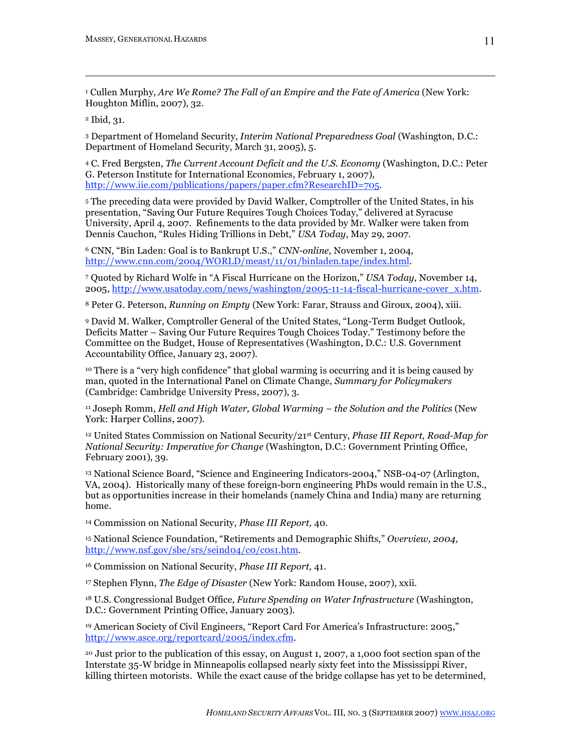[1] Cullen Murphy, *Are We Rome? The Fall of an Empire and the Fate of America* (New York: Houghton Miflin, 2007), 32.

[2] Ibid, 31.

[3] Department of Homeland Security, *Interim National Preparedness Goal* (Washington, D.C.: Department of Homeland Security, March 31, 2005), 5.

[4] C. Fred Bergsten, *The Current Account Deficit and the U.S. Economy* (Washington, D.C.: Peter G. Peterson Institute for International Economics, February 1, 2007), http://www.iie.com/publications/papers/paper.cfm?ResearchID=705.

[5] The preceding data were provided by David Walker, Comptroller of the United States, in his presentation, "Saving Our Future Requires Tough Choices Today," delivered at Syracuse University, April 4, 2007. Refinements to the data provided by Mr. Walker were taken from Dennis Cauchon, "Rules Hiding Trillions in Debt," *USA Today*, May 29, 2007.

[6] CNN, "Bin Laden: Goal is to Bankrupt U.S.," *CNN-online*, November 1, 2004, http://www.cnn.com/2004/WORLD/meast/11/01/binladen.tape/index.html.

[7] Quoted by Richard Wolfe in "A Fiscal Hurricane on the Horizon," *USA Today*, November 14, 2005, http://www.usatoday.com/news/washington/2005-11-14-fiscal-hurricane-cover_x.htm.

[8] Peter G. Peterson, *Running on Empty* (New York: Farar, Strauss and Giroux, 2004), xiii.

[9] David M. Walker, Comptroller General of the United States, "Long-Term Budget Outlook, Deficits Matter – Saving Our Future Requires Tough Choices Today." Testimony before the Committee on the Budget, House of Representatives (Washington, D.C.: U.S. Government Accountability Office, January 23, 2007).

[10] There is a "very high confidence" that global warming is occurring and it is being caused by man, quoted in the International Panel on Climate Change, *Summary for Policymakers* (Cambridge: Cambridge University Press, 2007), 3.

[11] Joseph Romm, *Hell and High Water, Global Warming – the Solution and the Politics* (New York: Harper Collins, 2007).

[12] United States Commission on National Security/21st Century, *Phase III Report, Road-Map for National Security: Imperative for Change* (Washington, D.C.: Government Printing Office, February 2001), 39.

[13] National Science Board, "Science and Engineering Indicators-2004," NSB-04-07 (Arlington, VA, 2004). Historically many of these foreign-born engineering PhDs would remain in the U.S., but as opportunities increase in their homelands (namely China and India) many are returning home.

[14] Commission on National Security, *Phase III Report,* 40.

[15] National Science Foundation, "Retirements and Demographic Shifts," *Overview, 2004,* http://www.nsf.gov/sbe/srs/seind04/c0/c0s1.htm.

[16] Commission on National Security, *Phase III Report,* 41.

[17] Stephen Flynn, *The Edge of Disaster* (New York: Random House, 2007), xxii.

[18] U.S. Congressional Budget Office, *Future Spending on Water Infrastructure* (Washington, D.C.: Government Printing Office, January 2003).

[19] American Society of Civil Engineers, "Report Card For America's Infrastructure: 2005," http://www.asce.org/reportcard/2005/index.cfm.

[20] Just prior to the publication of this essay, on August 1, 2007, a 1,000 foot section span of the Interstate 35-W bridge in Minneapolis collapsed nearly sixty feet into the Mississippi River, killing thirteen motorists. While the exact cause of the bridge collapse has yet to be determined,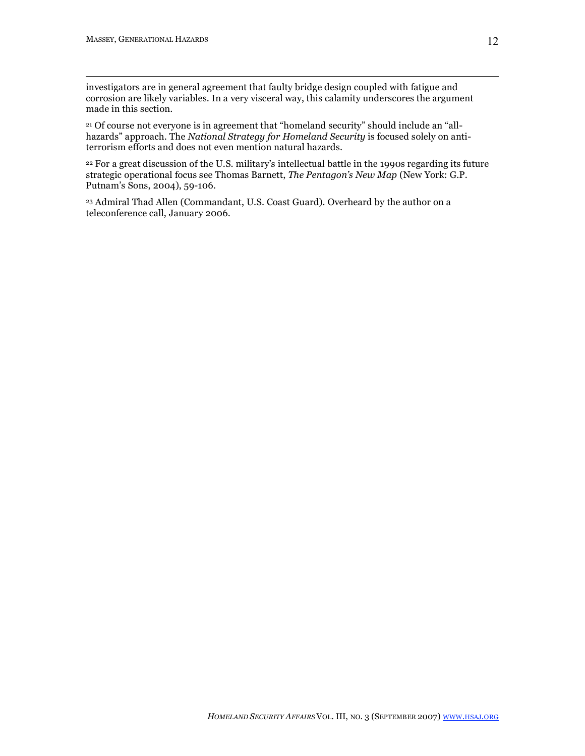investigators are in general agreement that faulty bridge design coupled with fatigue and corrosion are likely variables. In a very visceral way, this calamity underscores the argument made in this section.

[21] Of course not everyone is in agreement that "homeland security" should include an "all-hazards" approach. The *National Strategy for Homeland Security* is focused solely on anti-terrorism efforts and does not even mention natural hazards.

[22] For a great discussion of the U.S. military's intellectual battle in the 1990s regarding its future strategic operational focus see Thomas Barnett, *The Pentagon's New Map* (New York: G.P. Putnam's Sons, 2004), 59-106.

[23] Admiral Thad Allen (Commandant, U.S. Coast Guard). Overheard by the author on a teleconference call, January 2006.